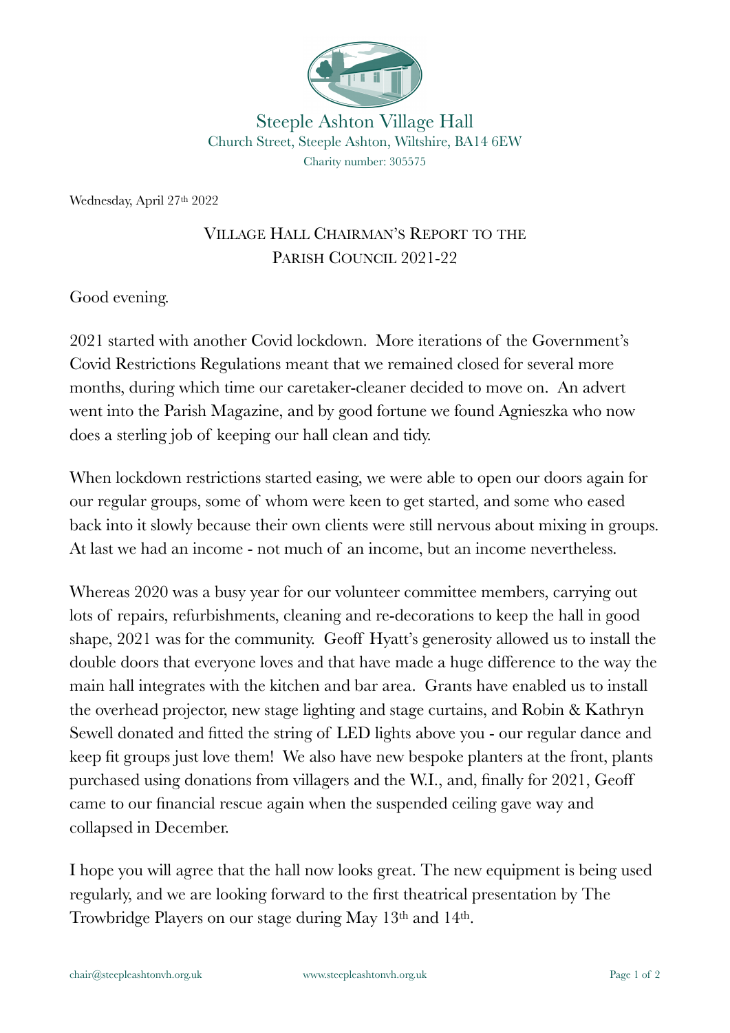Steeple Ashton Village Hall
Church Street, Steeple Ashton, Wiltshire, BA14 6EW
Charity number: 305575

Wednesday, April 27th 2022

# Village Hall Chairman's Report to the Parish Council 2021-22

Good evening.

2021 started with another Covid lockdown. More iterations of the Government's Covid Restrictions Regulations meant that we remained closed for several more months, during which time our caretaker-cleaner decided to move on. An advert went into the Parish Magazine, and by good fortune we found Agnieszka who now does a sterling job of keeping our hall clean and tidy.

When lockdown restrictions started easing, we were able to open our doors again for our regular groups, some of whom were keen to get started, and some who eased back into it slowly because their own clients were still nervous about mixing in groups. At last we had an income - not much of an income, but an income nevertheless.

Whereas 2020 was a busy year for our volunteer committee members, carrying out lots of repairs, refurbishments, cleaning and re-decorations to keep the hall in good shape, 2021 was for the community. Geoff Hyatt's generosity allowed us to install the double doors that everyone loves and that have made a huge difference to the way the main hall integrates with the kitchen and bar area. Grants have enabled us to install the overhead projector, new stage lighting and stage curtains, and Robin & Kathryn Sewell donated and fitted the string of LED lights above you - our regular dance and keep fit groups just love them! We also have new bespoke planters at the front, plants purchased using donations from villagers and the W.I., and, finally for 2021, Geoff came to our financial rescue again when the suspended ceiling gave way and collapsed in December.

I hope you will agree that the hall now looks great. The new equipment is being used regularly, and we are looking forward to the first theatrical presentation by The Trowbridge Players on our stage during May 13th and 14th.

chair@steepleashtonvh.org.uk www.steepleashtonvh.org.uk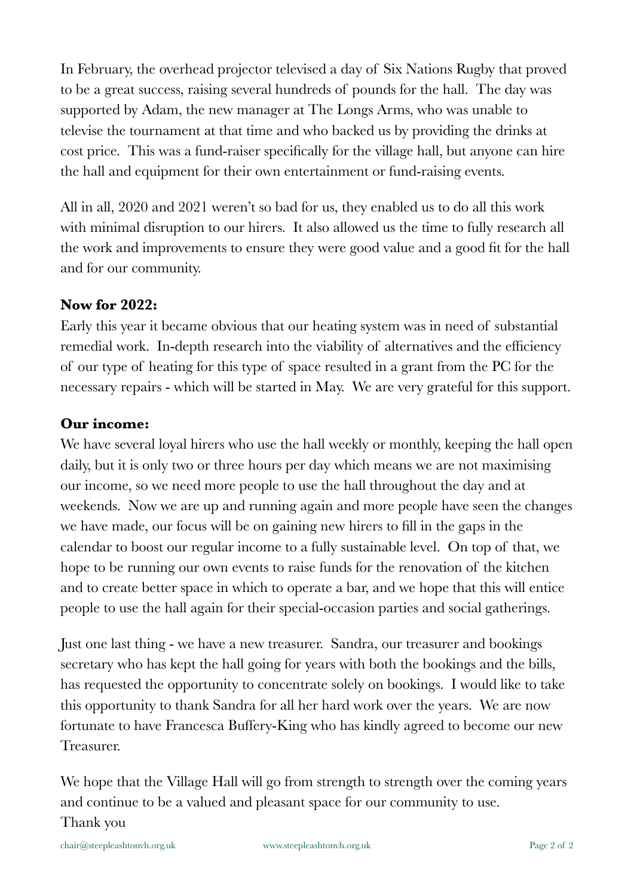In February, the overhead projector televised a day of Six Nations Rugby that proved to be a great success, raising several hundreds of pounds for the hall. The day was supported by Adam, the new manager at The Longs Arms, who was unable to televise the tournament at that time and who backed us by providing the drinks at cost price. This was a fund-raiser specifically for the village hall, but anyone can hire the hall and equipment for their own entertainment or fund-raising events.

All in all, 2020 and 2021 weren't so bad for us, they enabled us to do all this work with minimal disruption to our hirers. It also allowed us the time to fully research all the work and improvements to ensure they were good value and a good fit for the hall and for our community.

**Now for 2022:**

Early this year it became obvious that our heating system was in need of substantial remedial work. In-depth research into the viability of alternatives and the efficiency of our type of heating for this type of space resulted in a grant from the PC for the necessary repairs - which will be started in May. We are very grateful for this support.

**Our income:**

We have several loyal hirers who use the hall weekly or monthly, keeping the hall open daily, but it is only two or three hours per day which means we are not maximising our income, so we need more people to use the hall throughout the day and at weekends. Now we are up and running again and more people have seen the changes we have made, our focus will be on gaining new hirers to fill in the gaps in the calendar to boost our regular income to a fully sustainable level. On top of that, we hope to be running our own events to raise funds for the renovation of the kitchen and to create better space in which to operate a bar, and we hope that this will entice people to use the hall again for their special-occasion parties and social gatherings.

Just one last thing - we have a new treasurer. Sandra, our treasurer and bookings secretary who has kept the hall going for years with both the bookings and the bills, has requested the opportunity to concentrate solely on bookings. I would like to take this opportunity to thank Sandra for all her hard work over the years. We are now fortunate to have Francesca Buffery-King who has kindly agreed to become our new Treasurer.

We hope that the Village Hall will go from strength to strength over the coming years and continue to be a valued and pleasant space for our community to use.
Thank you

chair@steepleashtonvh.org.uk www.steepleashtonvh.org.uk